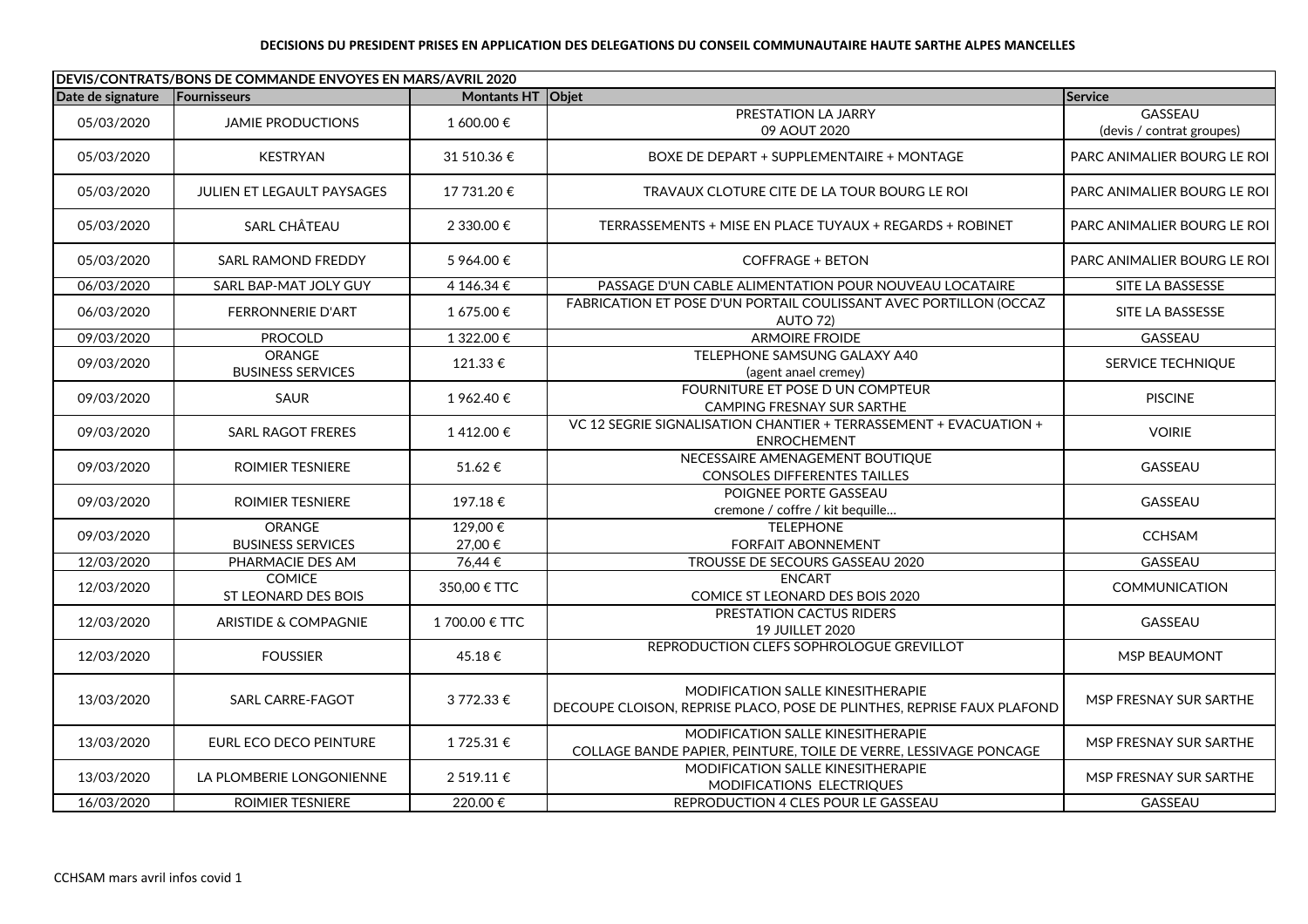**DECISIONS DU PRESIDENT PRISES EN APPLICATION DES DELEGATIONS DU CONSEIL COMMUNAUTAIRE HAUTE SARTHE ALPES MANCELLES**

| DEVIS/CONTRATS/BONS DE COMMANDE ENVOYES EN MARS/AVRIL 2020 | | | | |
|---|---|---|---|---|
| **Date de signature** | **Fournisseurs** | **Montants HT** | **Objet** | **Service** |
| 05/03/2020 | JAMIE PRODUCTIONS | 1 600.00 € | PRESTATION LA JARRY<br>09 AOUT 2020 | GASSEAU<br>(devis / contrat groupes) |
| 05/03/2020 | KESTRYAN | 31 510.36 € | BOXE DE DEPART + SUPPLEMENTAIRE + MONTAGE | PARC ANIMALIER BOURG LE ROI |
| 05/03/2020 | JULIEN ET LEGAULT PAYSAGES | 17 731.20 € | TRAVAUX CLOTURE CITE DE LA TOUR BOURG LE ROI | PARC ANIMALIER BOURG LE ROI |
| 05/03/2020 | SARL CHÂTEAU | 2 330.00 € | TERRASSEMENTS + MISE EN PLACE TUYAUX + REGARDS + ROBINET | PARC ANIMALIER BOURG LE ROI |
| 05/03/2020 | SARL RAMOND FREDDY | 5 964.00 € | COFFRAGE + BETON | PARC ANIMALIER BOURG LE ROI |
| 06/03/2020 | SARL BAP-MAT JOLY GUY | 4 146.34 € | PASSAGE D'UN CABLE ALIMENTATION POUR NOUVEAU LOCATAIRE | SITE LA BASSESSE |
| 06/03/2020 | FERRONNERIE D'ART | 1 675.00 € | FABRICATION ET POSE D'UN PORTAIL COULISSANT AVEC PORTILLON (OCCAZ AUTO 72) | SITE LA BASSESSE |
| 09/03/2020 | PROCOLD | 1 322.00 € | ARMOIRE FROIDE | GASSEAU |
| 09/03/2020 | ORANGE<br>BUSINESS SERVICES | 121.33 € | TELEPHONE SAMSUNG GALAXY A40<br>(agent anael cremey) | SERVICE TECHNIQUE |
| 09/03/2020 | SAUR | 1 962.40 € | FOURNITURE ET POSE D UN COMPTEUR<br>CAMPING FRESNAY SUR SARTHE | PISCINE |
| 09/03/2020 | SARL RAGOT FRERES | 1 412.00 € | VC 12 SEGRIE SIGNALISATION CHANTIER + TERRASSEMENT + EVACUATION + ENROCHEMENT | VOIRIE |
| 09/03/2020 | ROIMIER TESNIERE | 51.62 € | NECESSAIRE AMENAGEMENT BOUTIQUE<br>CONSOLES DIFFERENTES TAILLES | GASSEAU |
| 09/03/2020 | ROIMIER TESNIERE | 197.18 € | POIGNEE PORTE GASSEAU<br>cremone / coffre / kit bequille... | GASSEAU |
| 09/03/2020 | ORANGE<br>BUSINESS SERVICES | 129,00 €<br>27,00 € | TELEPHONE<br>FORFAIT ABONNEMENT | CCHSAM |
| 12/03/2020 | PHARMACIE DES AM | 76,44 € | TROUSSE DE SECOURS GASSEAU 2020 | GASSEAU |
| 12/03/2020 | COMICE<br>ST LEONARD DES BOIS | 350,00 € TTC | ENCART<br>COMICE ST LEONARD DES BOIS 2020 | COMMUNICATION |
| 12/03/2020 | ARISTIDE & COMPAGNIE | 1 700.00 € TTC | PRESTATION CACTUS RIDERS<br>19 JUILLET 2020 | GASSEAU |
| 12/03/2020 | FOUSSIER | 45.18 € | REPRODUCTION CLEFS SOPHROLOGUE GREVILLOT | MSP BEAUMONT |
| 13/03/2020 | SARL CARRE-FAGOT | 3 772.33 € | MODIFICATION SALLE KINESITHERAPIE<br>DECOUPE CLOISON, REPRISE PLACO, POSE DE PLINTHES, REPRISE FAUX PLAFOND | MSP FRESNAY SUR SARTHE |
| 13/03/2020 | EURL ECO DECO PEINTURE | 1 725.31 € | MODIFICATION SALLE KINESITHERAPIE<br>COLLAGE BANDE PAPIER, PEINTURE, TOILE DE VERRE, LESSIVAGE PONCAGE | MSP FRESNAY SUR SARTHE |
| 13/03/2020 | LA PLOMBERIE LONGONIENNE | 2 519.11 € | MODIFICATION SALLE KINESITHERAPIE<br>MODIFICATIONS ELECTRIQUES | MSP FRESNAY SUR SARTHE |
| 16/03/2020 | ROIMIER TESNIERE | 220.00 € | REPRODUCTION 4 CLES POUR LE GASSEAU | GASSEAU |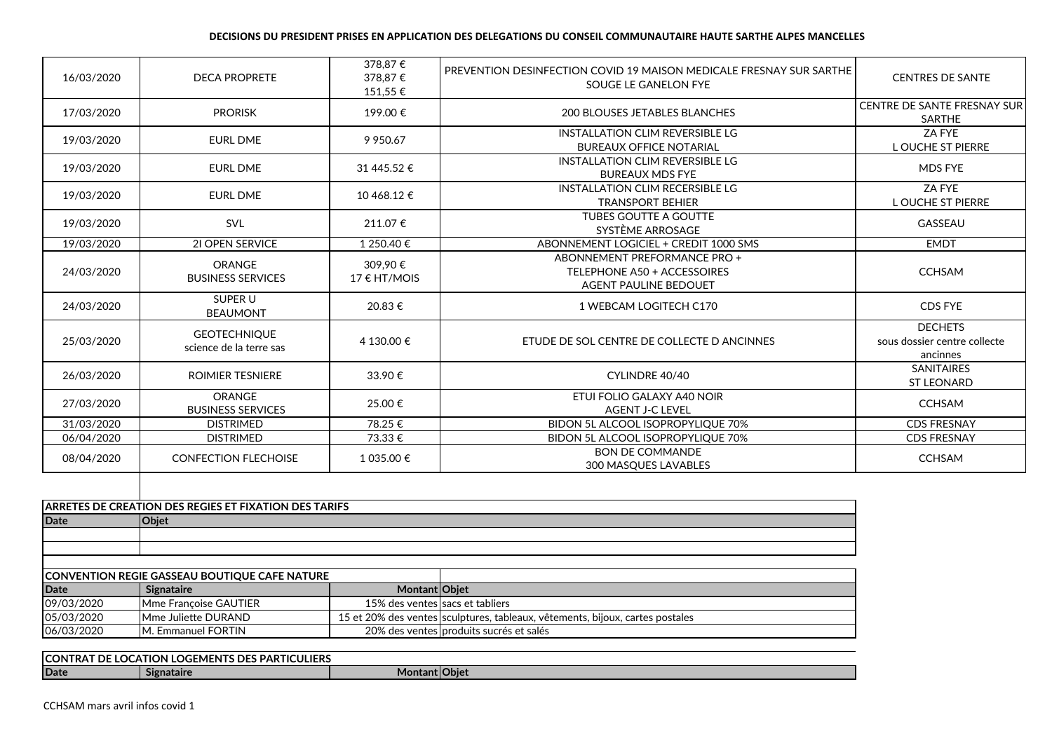**DECISIONS DU PRESIDENT PRISES EN APPLICATION DES DELEGATIONS DU CONSEIL COMMUNAUTAIRE HAUTE SARTHE ALPES MANCELLES**

| | | | | |
|---|---|---|---|---|
| 16/03/2020 | DECA PROPRETE | 378,87 €<br>378,87 €<br>151,55 € | PREVENTION DESINFECTION COVID 19 MAISON MEDICALE FRESNAY SUR SARTHE SOUGE LE GANELON FYE | CENTRES DE SANTE |
| 17/03/2020 | PRORISK | 199.00 € | 200 BLOUSES JETABLES BLANCHES | CENTRE DE SANTE FRESNAY SUR SARTHE |
| 19/03/2020 | EURL DME | 9 950.67 | INSTALLATION CLIM REVERSIBLE LG<br>BUREAUX OFFICE NOTARIAL | ZA FYE<br>L OUCHE ST PIERRE |
| 19/03/2020 | EURL DME | 31 445.52 € | INSTALLATION CLIM REVERSIBLE LG<br>BUREAUX MDS FYE | MDS FYE |
| 19/03/2020 | EURL DME | 10 468.12 € | INSTALLATION CLIM RECERSIBLE LG<br>TRANSPORT BEHIER | ZA FYE<br>L OUCHE ST PIERRE |
| 19/03/2020 | SVL | 211.07 € | TUBES GOUTTE A GOUTTE<br>SYSTÈME ARROSAGE | GASSEAU |
| 19/03/2020 | 2I OPEN SERVICE | 1 250.40 € | ABONNEMENT LOGICIEL + CREDIT 1000 SMS | EMDT |
| 24/03/2020 | ORANGE<br>BUSINESS SERVICES | 309,90 €<br>17 € HT/MOIS | ABONNEMENT PREFORMANCE PRO +<br>TELEPHONE A50 + ACCESSOIRES<br>AGENT PAULINE BEDOUET | CCHSAM |
| 24/03/2020 | SUPER U<br>BEAUMONT | 20.83 € | 1 WEBCAM LOGITECH C170 | CDS FYE |
| 25/03/2020 | GEOTECHNIQUE<br>science de la terre sas | 4 130.00 € | ETUDE DE SOL CENTRE DE COLLECTE D ANCINNES | DECHETS<br>sous dossier centre collecte ancinnes |
| 26/03/2020 | ROIMIER TESNIERE | 33.90 € | CYLINDRE 40/40 | SANITAIRES<br>ST LEONARD |
| 27/03/2020 | ORANGE<br>BUSINESS SERVICES | 25.00 € | ETUI FOLIO GALAXY A40 NOIR<br>AGENT J-C LEVEL | CCHSAM |
| 31/03/2020 | DISTRIMED | 78.25 € | BIDON 5L ALCOOL ISOPROPYLIQUE 70% | CDS FRESNAY |
| 06/04/2020 | DISTRIMED | 73.33 € | BIDON 5L ALCOOL ISOPROPYLIQUE 70% | CDS FRESNAY |
| 08/04/2020 | CONFECTION FLECHOISE | 1 035.00 € | BON DE COMMANDE<br>300 MASQUES LAVABLES | CCHSAM |

**ARRETES DE CREATION DES REGIES ET FIXATION DES TARIFS**

| Date | Objet |
|---|---|
| | |
| | |

**CONVENTION REGIE GASSEAU BOUTIQUE CAFE NATURE**

| Date | Signataire | Montant | Objet |
|---|---|---|---|
| 09/03/2020 | Mme Françoise GAUTIER | 15% des ventes | sacs et tabliers |
| 05/03/2020 | Mme Juliette DURAND | 15 et 20% des ventes | sculptures, tableaux, vêtements, bijoux, cartes postales |
| 06/03/2020 | M. Emmanuel FORTIN | 20% des ventes | produits sucrés et salés |

**CONTRAT DE LOCATION LOGEMENTS DES PARTICULIERS**

| Date | Signataire | Montant | Objet |
|---|---|---|---|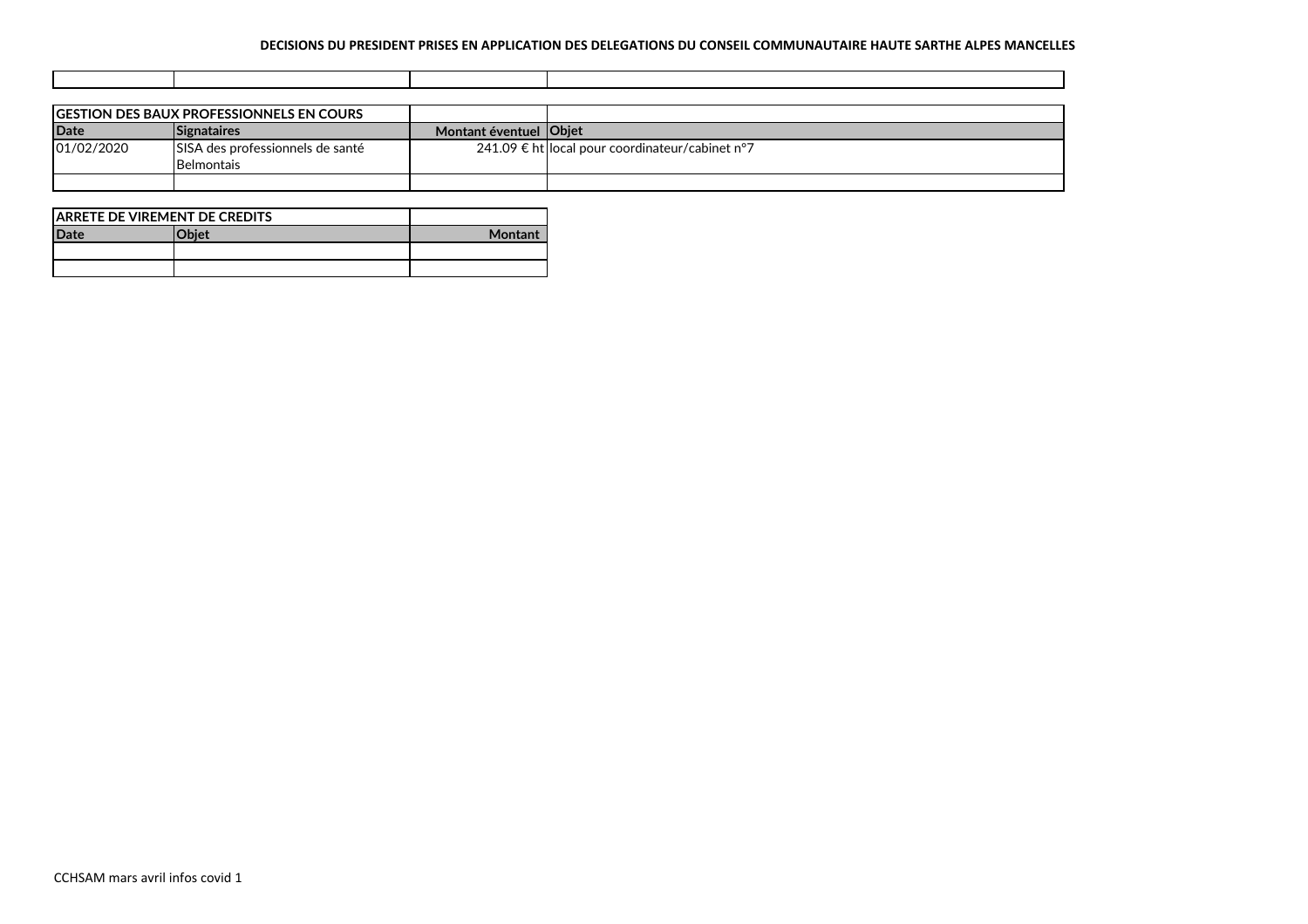**DECISIONS DU PRESIDENT PRISES EN APPLICATION DES DELEGATIONS DU CONSEIL COMMUNAUTAIRE HAUTE SARTHE ALPES MANCELLES**

| | | | |
|---|---|---|---|
| | | | |

| GESTION DES BAUX PROFESSIONNELS EN COURS | | | |
|---|---|---|---|
| **Date** | **Signataires** | **Montant éventuel** | **Objet** |
| 01/02/2020 | SISA des professionnels de santé Belmontais | 241.09 € ht | local pour coordinateur/cabinet n°7 |
| | | | |

| ARRETE DE VIREMENT DE CREDITS | | |
|---|---|---|
| **Date** | **Objet** | **Montant** |
| | | |
| | | |

CCHSAM mars avril infos covid 1